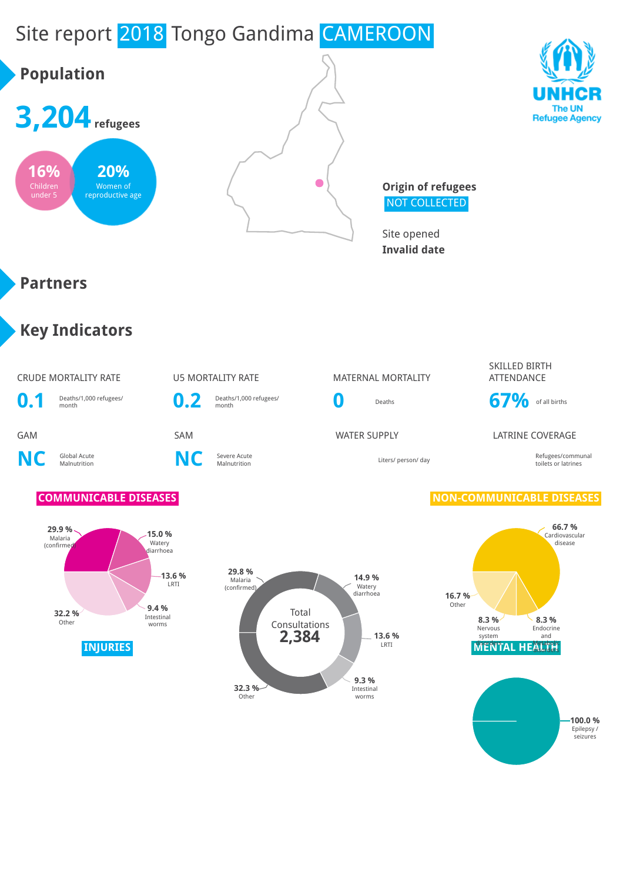# Site report 2018 Tongo Gandima CAMEROON

UNHCR
The UN Refugee Agency

## Population

**3,204** refugees

16% Children under 5

20% Women of reproductive age

**Origin of refugees**
NOT COLLECTED

Site opened
**Invalid date**

## Partners

## Key Indicators

| CRUDE MORTALITY RATE | U5 MORTALITY RATE | MATERNAL MORTALITY | SKILLED BIRTH ATTENDANCE |
|---|---|---|---|
| **0.1** Deaths/1,000 refugees/ month | **0.2** Deaths/1,000 refugees/ month | **0** Deaths | **67%** of all births |

| GAM | SAM | WATER SUPPLY | LATRINE COVERAGE |
|---|---|---|---|
| **NC** Global Acute Malnutrition | **NC** Severe Acute Malnutrition | Liters/ person/ day | Refugees/communal toilets or latrines |

### COMMUNICABLE DISEASES

- 29.9 % Malaria (confirmed)
- 15.0 % Watery diarrhoea
- 13.6 % LRTI
- 9.4 % Intestinal worms
- 32.2 % Other

### Total Consultations 2,384

- 29.8 % Malaria (confirmed)
- 14.9 % Watery diarrhoea
- 13.6 % LRTI
- 9.3 % Intestinal worms
- 32.3 % Other

### INJURIES

### NON-COMMUNICABLE DISEASES

- 66.7 % Cardiovascular disease
- 16.7 % Other
- 8.3 % Nervous system
- 8.3 % Endocrine and

### MENTAL HEALTH

- 100.0 % Epilepsy / seizures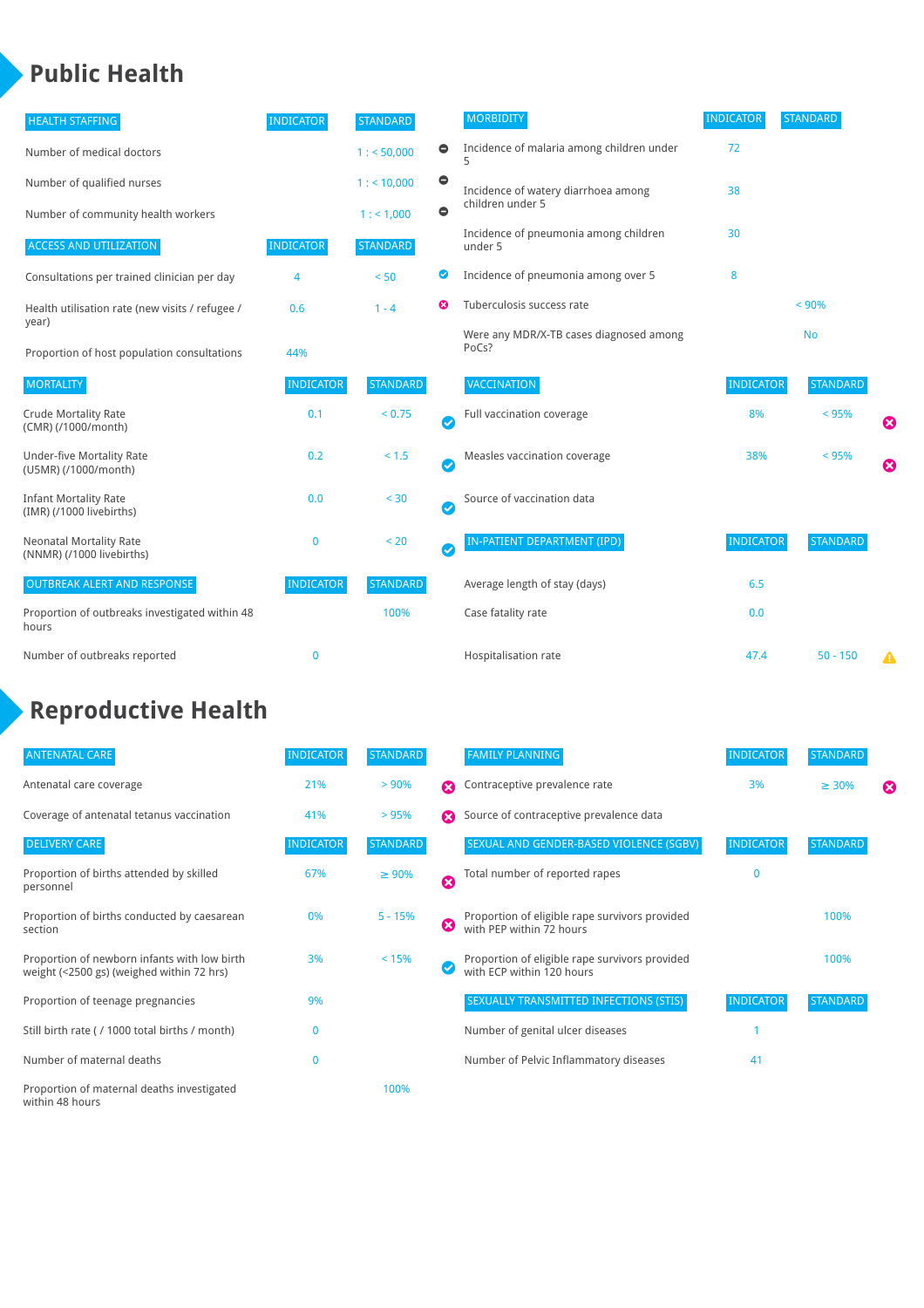# Public Health

| HEALTH STAFFING | INDICATOR | STANDARD | |
|---|---|---|---|
| Number of medical doctors | | 1 : < 50,000 | ⊖ |
| Number of qualified nurses | | 1 : < 10,000 | ⊖ |
| Number of community health workers | | 1 : < 1,000 | ⊖ |

| ACCESS AND UTILIZATION | INDICATOR | STANDARD | |
|---|---|---|---|
| Consultations per trained clinician per day | 4 | < 50 | ✔ |
| Health utilisation rate (new visits / refugee / year) | 0.6 | 1 - 4 | ✖ |
| Proportion of host population consultations | 44% | | |

| MORTALITY | INDICATOR | STANDARD | |
|---|---|---|---|
| Crude Mortality Rate (CMR) (/1000/month) | 0.1 | < 0.75 | ✔ |
| Under-five Mortality Rate (U5MR) (/1000/month) | 0.2 | < 1.5 | ✔ |
| Infant Mortality Rate (IMR) (/1000 livebirths) | 0.0 | < 30 | ✔ |
| Neonatal Mortality Rate (NNMR) (/1000 livebirths) | 0 | < 20 | ✔ |

| OUTBREAK ALERT AND RESPONSE | INDICATOR | STANDARD |
|---|---|---|
| Proportion of outbreaks investigated within 48 hours | | 100% |
| Number of outbreaks reported | 0 | |

| MORBIDITY | INDICATOR | STANDARD |
|---|---|---|
| Incidence of malaria among children under 5 | 72 | |
| Incidence of watery diarrhoea among children under 5 | 38 | |
| Incidence of pneumonia among children under 5 | 30 | |
| Incidence of pneumonia among over 5 | 8 | |
| Tuberculosis success rate | | < 90% |
| Were any MDR/X-TB cases diagnosed among PoCs? | | No |

| VACCINATION | INDICATOR | STANDARD | |
|---|---|---|---|
| Full vaccination coverage | 8% | < 95% | ✖ |
| Measles vaccination coverage | 38% | < 95% | ✖ |
| Source of vaccination data | | | |

| IN-PATIENT DEPARTMENT (IPD) | INDICATOR | STANDARD | |
|---|---|---|---|
| Average length of stay (days) | 6.5 | | |
| Case fatality rate | 0.0 | | |
| Hospitalisation rate | 47.4 | 50 - 150 | ⚠ |

# Reproductive Health

| ANTENATAL CARE | INDICATOR | STANDARD | |
|---|---|---|---|
| Antenatal care coverage | 21% | > 90% | ✖ |
| Coverage of antenatal tetanus vaccination | 41% | > 95% | ✖ |

| DELIVERY CARE | INDICATOR | STANDARD | |
|---|---|---|---|
| Proportion of births attended by skilled personnel | 67% | ≥ 90% | ✖ |
| Proportion of births conducted by caesarean section | 0% | 5 - 15% | ✖ |
| Proportion of newborn infants with low birth weight (<2500 gs) (weighed within 72 hrs) | 3% | < 15% | ✔ |
| Proportion of teenage pregnancies | 9% | | |
| Still birth rate ( / 1000 total births / month) | 0 | | |
| Number of maternal deaths | 0 | | |
| Proportion of maternal deaths investigated within 48 hours | | 100% | |

| FAMILY PLANNING | INDICATOR | STANDARD | |
|---|---|---|---|
| Contraceptive prevalence rate | 3% | ≥ 30% | ✖ |
| Source of contraceptive prevalence data | | | |

| SEXUAL AND GENDER-BASED VIOLENCE (SGBV) | INDICATOR | STANDARD |
|---|---|---|
| Total number of reported rapes | 0 | |
| Proportion of eligible rape survivors provided with PEP within 72 hours | | 100% |
| Proportion of eligible rape survivors provided with ECP within 120 hours | | 100% |

| SEXUALLY TRANSMITTED INFECTIONS (STIS) | INDICATOR | STANDARD |
|---|---|---|
| Number of genital ulcer diseases | 1 | |
| Number of Pelvic Inflammatory diseases | 41 | |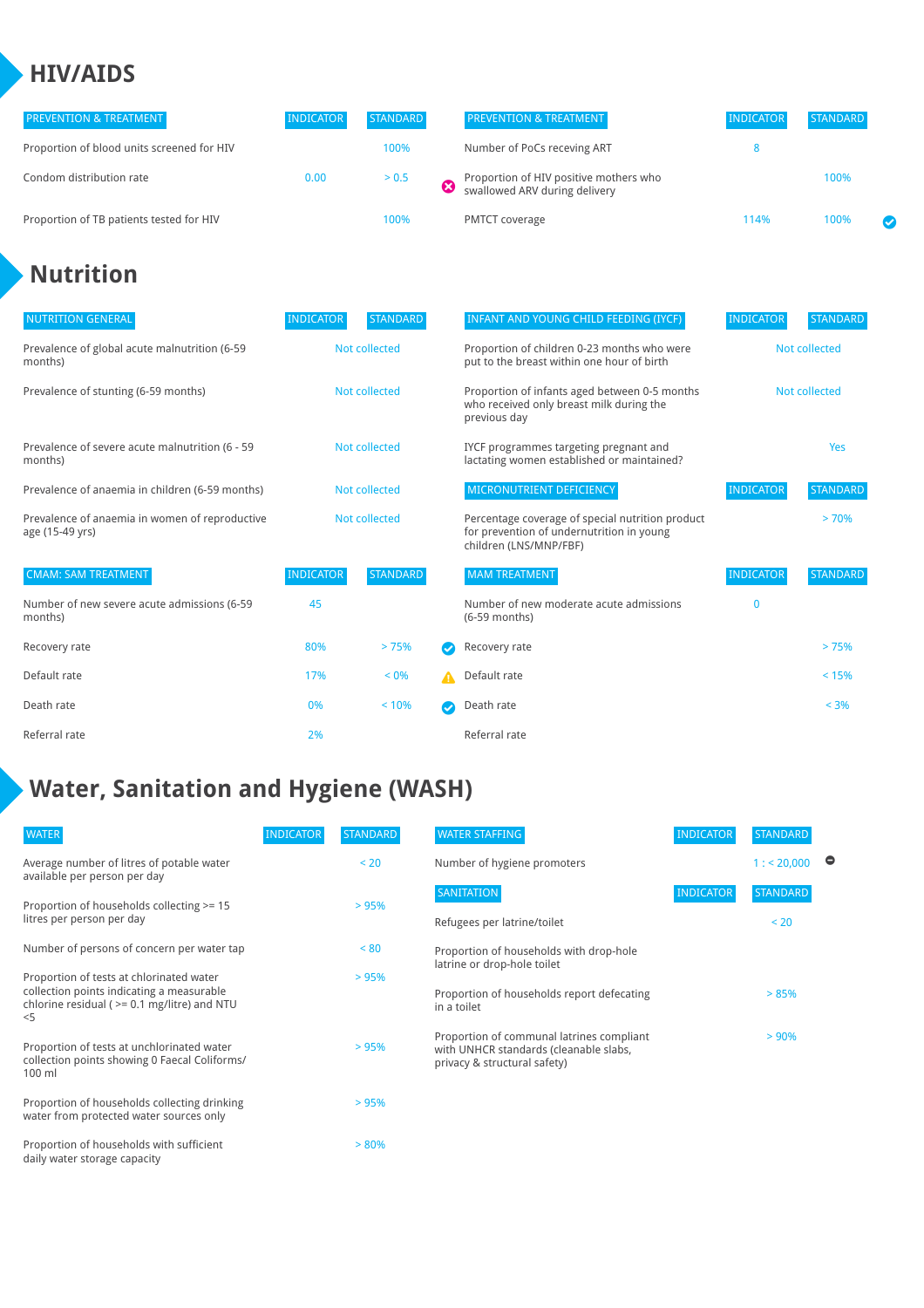# HIV/AIDS

| PREVENTION & TREATMENT | INDICATOR | STANDARD | |
|---|---|---|---|
| Proportion of blood units screened for HIV | | 100% | |
| Condom distribution rate | 0.00 | > 0.5 | ✖ |
| Proportion of TB patients tested for HIV | | 100% | |

| PREVENTION & TREATMENT | INDICATOR | STANDARD | |
|---|---|---|---|
| Number of PoCs receving ART | 8 | | |
| Proportion of HIV positive mothers who swallowed ARV during delivery | | 100% | |
| PMTCT coverage | 114% | 100% | ✔ |

# Nutrition

| NUTRITION GENERAL | INDICATOR | STANDARD |
|---|---|---|
| Prevalence of global acute malnutrition (6-59 months) | Not collected | |
| Prevalence of stunting (6-59 months) | Not collected | |
| Prevalence of severe acute malnutrition (6 - 59 months) | Not collected | |
| Prevalence of anaemia in children (6-59 months) | Not collected | |
| Prevalence of anaemia in women of reproductive age (15-49 yrs) | Not collected | |

| INFANT AND YOUNG CHILD FEEDING (IYCF) | INDICATOR | STANDARD |
|---|---|---|
| Proportion of children 0-23 months who were put to the breast within one hour of birth | Not collected | |
| Proportion of infants aged between 0-5 months who received only breast milk during the previous day | Not collected | |
| IYCF programmes targeting pregnant and lactating women established or maintained? | | Yes |

| MICRONUTRIENT DEFICIENCY | INDICATOR | STANDARD |
|---|---|---|
| Percentage coverage of special nutrition product for prevention of undernutrition in young children (LNS/MNP/FBF) | | > 70% |

| CMAM: SAM TREATMENT | INDICATOR | STANDARD | |
|---|---|---|---|
| Number of new severe acute admissions (6-59 months) | 45 | | |
| Recovery rate | 80% | > 75% | ✔ |
| Default rate | 17% | < 0% | ⚠ |
| Death rate | 0% | < 10% | ✔ |
| Referral rate | 2% | | |

| MAM TREATMENT | INDICATOR | STANDARD |
|---|---|---|
| Number of new moderate acute admissions (6-59 months) | 0 | |
| Recovery rate | | > 75% |
| Default rate | | < 15% |
| Death rate | | < 3% |
| Referral rate | | |

# Water, Sanitation and Hygiene (WASH)

| WATER | INDICATOR | STANDARD |
|---|---|---|
| Average number of litres of potable water available per person per day | | < 20 |
| Proportion of households collecting >= 15 litres per person per day | | > 95% |
| Number of persons of concern per water tap | | < 80 |
| Proportion of tests at chlorinated water collection points indicating a measurable chlorine residual ( >= 0.1 mg/litre) and NTU <5 | | > 95% |
| Proportion of tests at unchlorinated water collection points showing 0 Faecal Coliforms/ 100 ml | | > 95% |
| Proportion of households collecting drinking water from protected water sources only | | > 95% |
| Proportion of households with sufficient daily water storage capacity | | > 80% |

| WATER STAFFING | INDICATOR | STANDARD | |
|---|---|---|---|
| Number of hygiene promoters | | 1 : < 20,000 | ⊖ |

| SANITATION | INDICATOR | STANDARD |
|---|---|---|
| Refugees per latrine/toilet | | < 20 |
| Proportion of households with drop-hole latrine or drop-hole toilet | | |
| Proportion of households report defecating in a toilet | | > 85% |
| Proportion of communal latrines compliant with UNHCR standards (cleanable slabs, privacy & structural safety) | | > 90% |